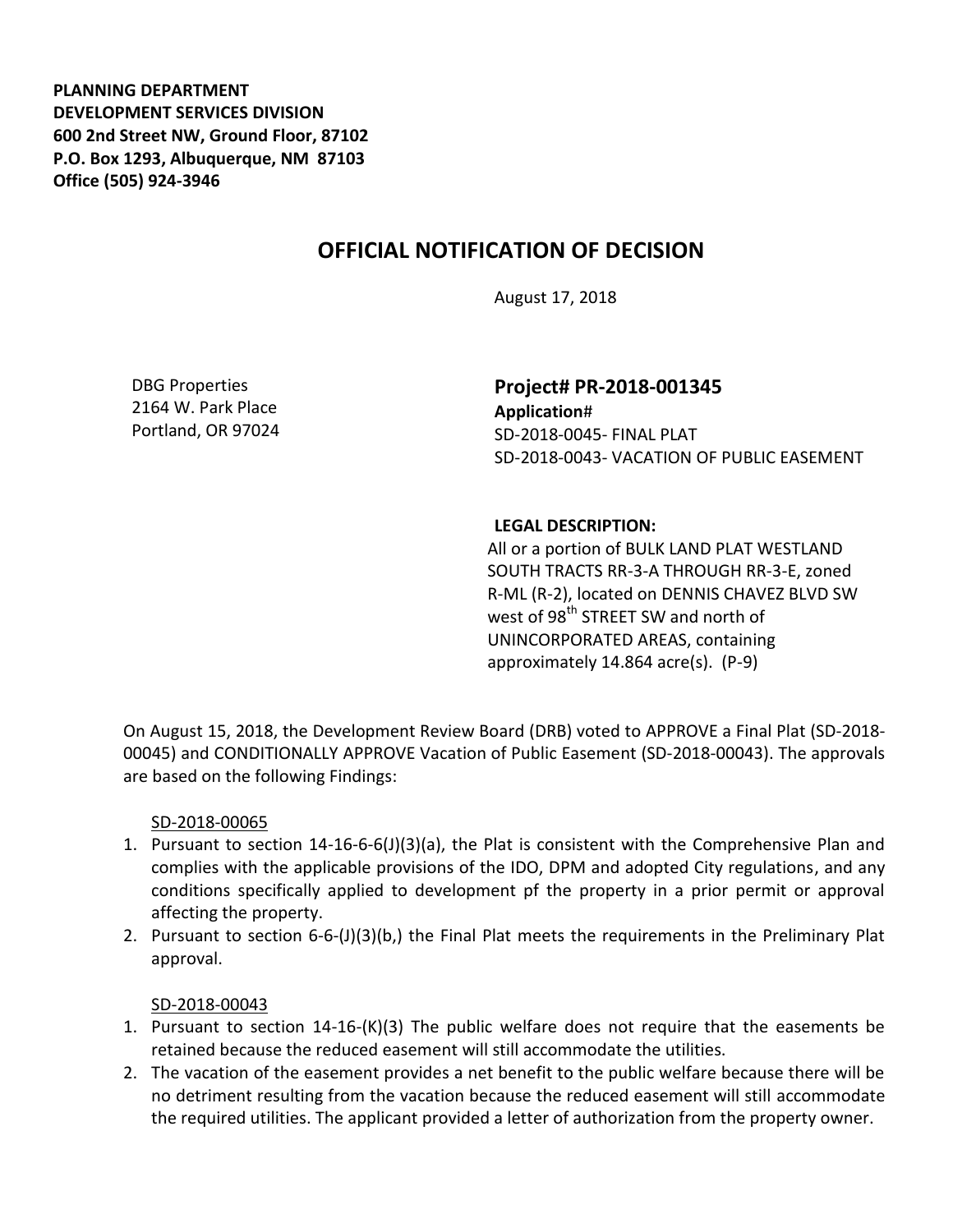**PLANNING DEPARTMENT**
**DEVELOPMENT SERVICES DIVISION**
**600 2nd Street NW, Ground Floor, 87102**
**P.O. Box 1293, Albuquerque, NM 87103**
**Office (505) 924-3946**

# OFFICIAL NOTIFICATION OF DECISION

August 17, 2018

DBG Properties
2164 W. Park Place
Portland, OR 97024

## Project# PR-2018-001345

**Application#**
SD-2018-0045- FINAL PLAT
SD-2018-0043- VACATION OF PUBLIC EASEMENT

**LEGAL DESCRIPTION:**
All or a portion of BULK LAND PLAT WESTLAND SOUTH TRACTS RR-3-A THROUGH RR-3-E, zoned R-ML (R-2), located on DENNIS CHAVEZ BLVD SW west of 98th STREET SW and north of UNINCORPORATED AREAS, containing approximately 14.864 acre(s). (P-9)

On August 15, 2018, the Development Review Board (DRB) voted to APPROVE a Final Plat (SD-2018-00045) and CONDITIONALLY APPROVE Vacation of Public Easement (SD-2018-00043). The approvals are based on the following Findings:

<u>SD-2018-00065</u>

1. Pursuant to section 14-16-6-6(J)(3)(a), the Plat is consistent with the Comprehensive Plan and complies with the applicable provisions of the IDO, DPM and adopted City regulations, and any conditions specifically applied to development pf the property in a prior permit or approval affecting the property.
2. Pursuant to section 6-6-(J)(3)(b,) the Final Plat meets the requirements in the Preliminary Plat approval.

<u>SD-2018-00043</u>

1. Pursuant to section 14-16-(K)(3) The public welfare does not require that the easements be retained because the reduced easement will still accommodate the utilities.
2. The vacation of the easement provides a net benefit to the public welfare because there will be no detriment resulting from the vacation because the reduced easement will still accommodate the required utilities. The applicant provided a letter of authorization from the property owner.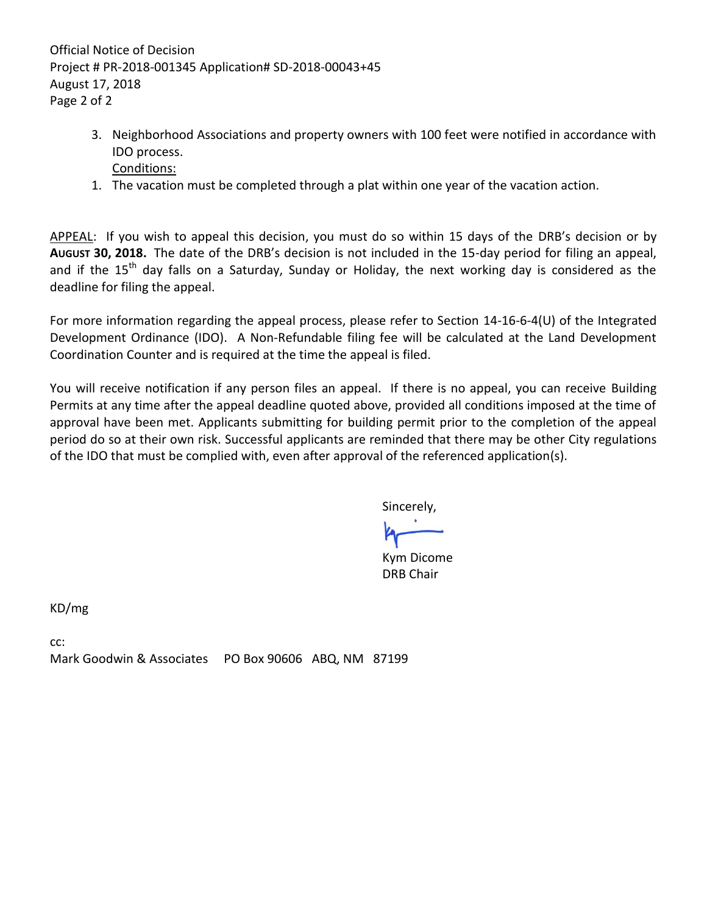3. Neighborhood Associations and property owners with 100 feet were notified in accordance with IDO process.

Conditions:

1. The vacation must be completed through a plat within one year of the vacation action.

APPEAL: If you wish to appeal this decision, you must do so within 15 days of the DRB's decision or by **AUGUST 30, 2018.** The date of the DRB's decision is not included in the 15-day period for filing an appeal, and if the 15th day falls on a Saturday, Sunday or Holiday, the next working day is considered as the deadline for filing the appeal.

For more information regarding the appeal process, please refer to Section 14-16-6-4(U) of the Integrated Development Ordinance (IDO). A Non-Refundable filing fee will be calculated at the Land Development Coordination Counter and is required at the time the appeal is filed.

You will receive notification if any person files an appeal. If there is no appeal, you can receive Building Permits at any time after the appeal deadline quoted above, provided all conditions imposed at the time of approval have been met. Applicants submitting for building permit prior to the completion of the appeal period do so at their own risk. Successful applicants are reminded that there may be other City regulations of the IDO that must be complied with, even after approval of the referenced application(s).

Sincerely,

Kym Dicome
DRB Chair

KD/mg

cc:
Mark Goodwin & Associates PO Box 90606 ABQ, NM 87199